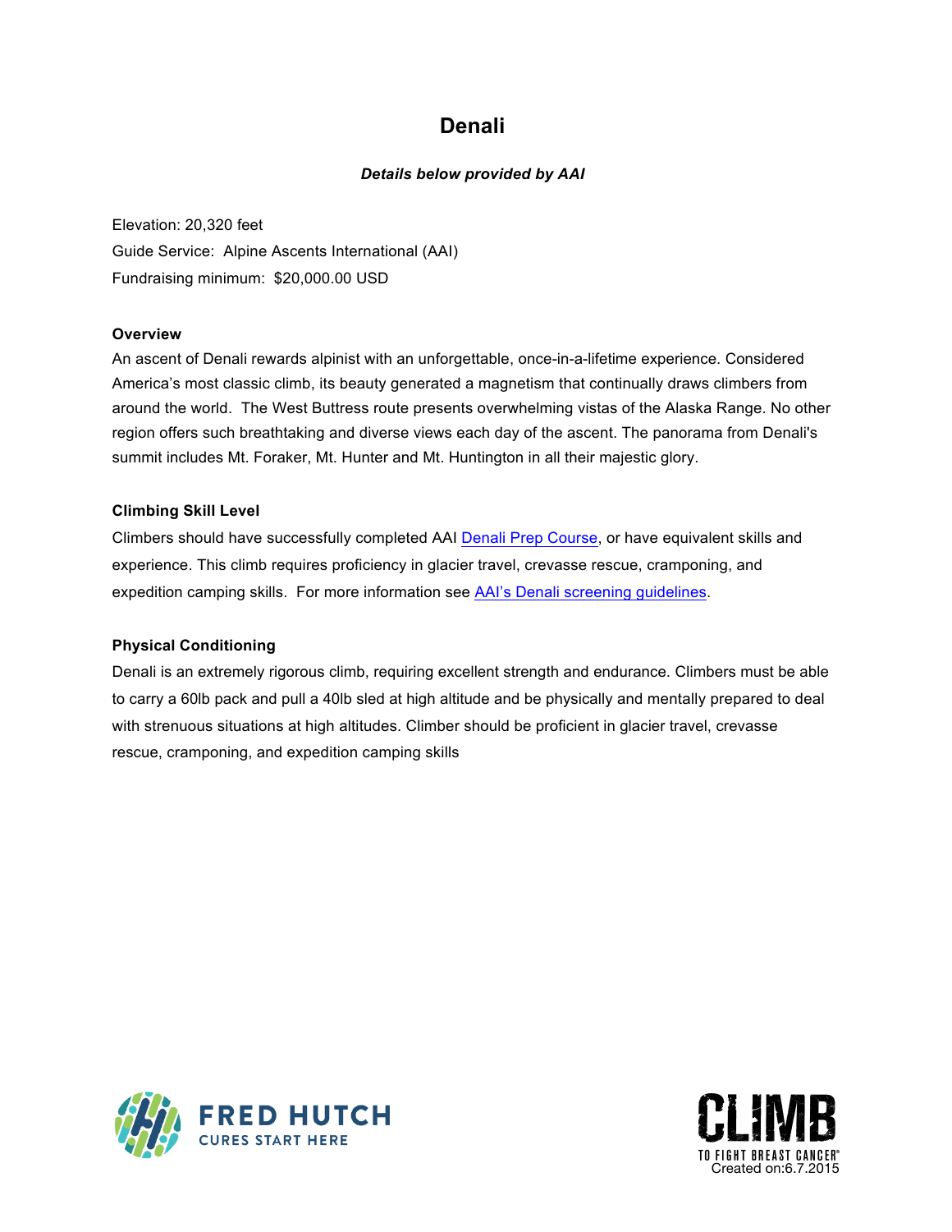# Denali

***Details below provided by AAI***

Elevation: 20,320 feet
Guide Service: Alpine Ascents International (AAI)
Fundraising minimum: $20,000.00 USD

**Overview**

An ascent of Denali rewards alpinist with an unforgettable, once-in-a-lifetime experience. Considered America's most classic climb, its beauty generated a magnetism that continually draws climbers from around the world. The West Buttress route presents overwhelming vistas of the Alaska Range. No other region offers such breathtaking and diverse views each day of the ascent. The panorama from Denali's summit includes Mt. Foraker, Mt. Hunter and Mt. Huntington in all their majestic glory.

**Climbing Skill Level**

Climbers should have successfully completed AAI Denali Prep Course, or have equivalent skills and experience. This climb requires proficiency in glacier travel, crevasse rescue, cramponing, and expedition camping skills. For more information see AAI's Denali screening guidelines.

**Physical Conditioning**

Denali is an extremely rigorous climb, requiring excellent strength and endurance. Climbers must be able to carry a 60lb pack and pull a 40lb sled at high altitude and be physically and mentally prepared to deal with strenuous situations at high altitudes. Climber should be proficient in glacier travel, crevasse rescue, cramponing, and expedition camping skills

FRED HUTCH
CURES START HERE

CLIMB
TO FIGHT BREAST CANCER®
Created on:6.7.2015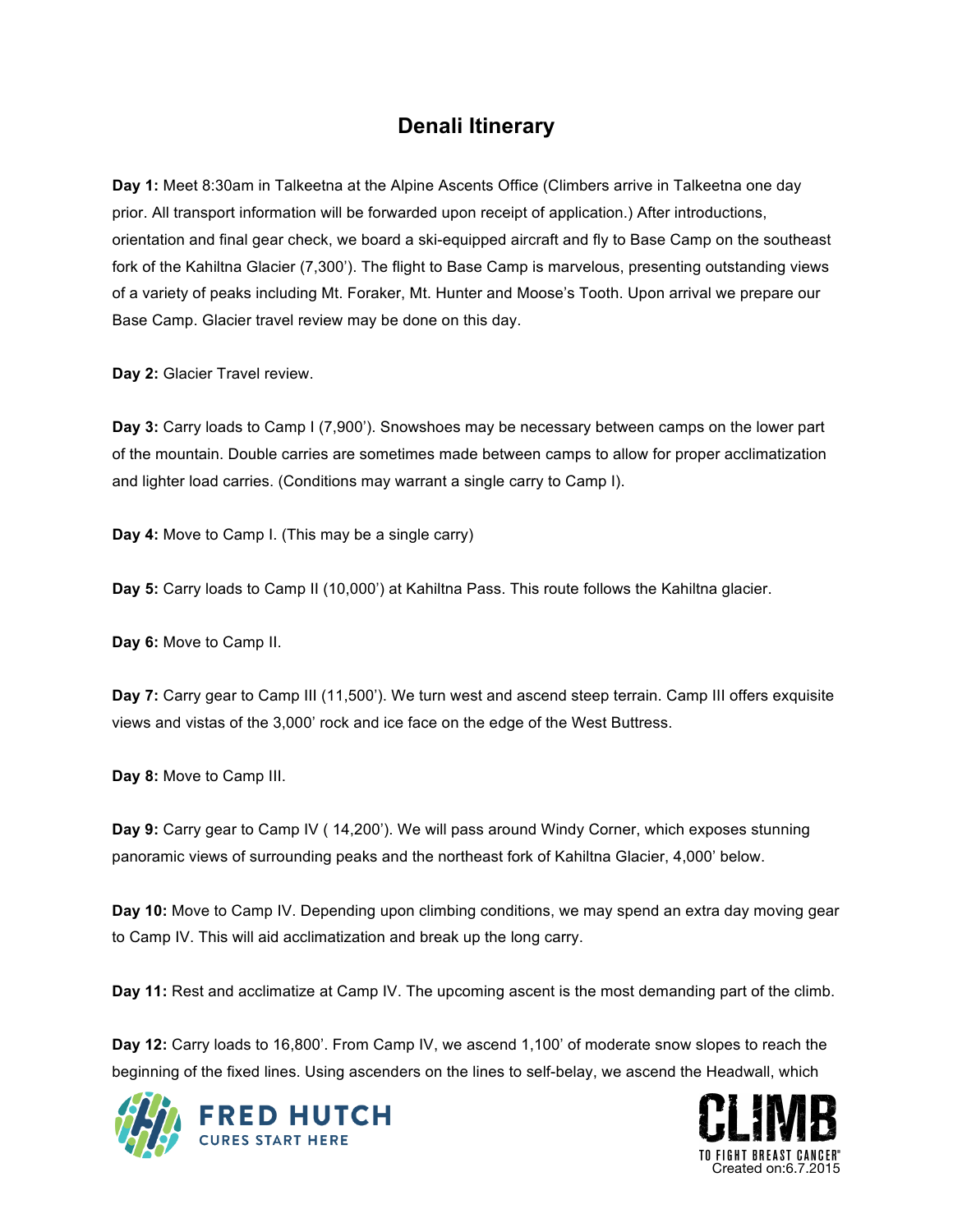# Denali Itinerary

**Day 1:** Meet 8:30am in Talkeetna at the Alpine Ascents Office (Climbers arrive in Talkeetna one day prior. All transport information will be forwarded upon receipt of application.) After introductions, orientation and final gear check, we board a ski-equipped aircraft and fly to Base Camp on the southeast fork of the Kahiltna Glacier (7,300'). The flight to Base Camp is marvelous, presenting outstanding views of a variety of peaks including Mt. Foraker, Mt. Hunter and Moose's Tooth. Upon arrival we prepare our Base Camp. Glacier travel review may be done on this day.

**Day 2:** Glacier Travel review.

**Day 3:** Carry loads to Camp I (7,900'). Snowshoes may be necessary between camps on the lower part of the mountain. Double carries are sometimes made between camps to allow for proper acclimatization and lighter load carries. (Conditions may warrant a single carry to Camp I).

**Day 4:** Move to Camp I. (This may be a single carry)

**Day 5:** Carry loads to Camp II (10,000') at Kahiltna Pass. This route follows the Kahiltna glacier.

**Day 6:** Move to Camp II.

**Day 7:** Carry gear to Camp III (11,500'). We turn west and ascend steep terrain. Camp III offers exquisite views and vistas of the 3,000' rock and ice face on the edge of the West Buttress.

**Day 8:** Move to Camp III.

**Day 9:** Carry gear to Camp IV ( 14,200'). We will pass around Windy Corner, which exposes stunning panoramic views of surrounding peaks and the northeast fork of Kahiltna Glacier, 4,000' below.

**Day 10:** Move to Camp IV. Depending upon climbing conditions, we may spend an extra day moving gear to Camp IV. This will aid acclimatization and break up the long carry.

**Day 11:** Rest and acclimatize at Camp IV. The upcoming ascent is the most demanding part of the climb.

**Day 12:** Carry loads to 16,800'. From Camp IV, we ascend 1,100' of moderate snow slopes to reach the beginning of the fixed lines. Using ascenders on the lines to self-belay, we ascend the Headwall, which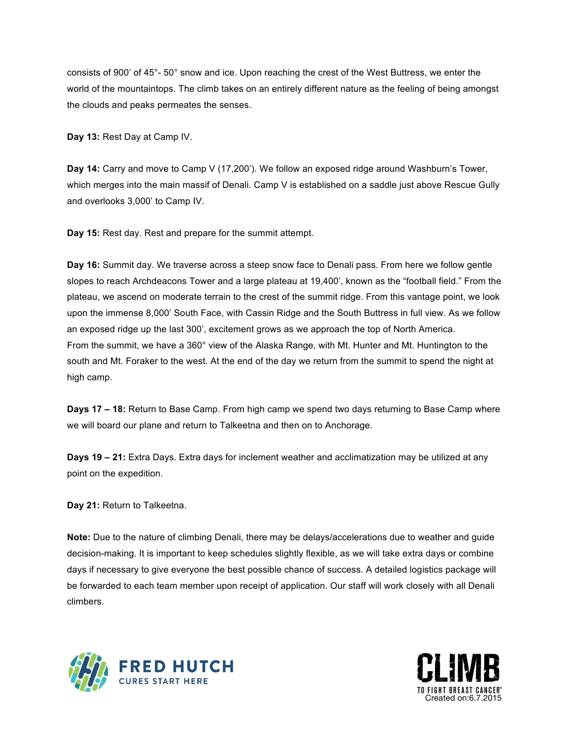consists of 900' of 45°- 50° snow and ice. Upon reaching the crest of the West Buttress, we enter the world of the mountaintops. The climb takes on an entirely different nature as the feeling of being amongst the clouds and peaks permeates the senses.

**Day 13:** Rest Day at Camp IV.

**Day 14:** Carry and move to Camp V (17,200'). We follow an exposed ridge around Washburn's Tower, which merges into the main massif of Denali. Camp V is established on a saddle just above Rescue Gully and overlooks 3,000' to Camp IV.

**Day 15:** Rest day. Rest and prepare for the summit attempt.

**Day 16:** Summit day. We traverse across a steep snow face to Denali pass. From here we follow gentle slopes to reach Archdeacons Tower and a large plateau at 19,400', known as the "football field." From the plateau, we ascend on moderate terrain to the crest of the summit ridge. From this vantage point, we look upon the immense 8,000' South Face, with Cassin Ridge and the South Buttress in full view. As we follow an exposed ridge up the last 300', excitement grows as we approach the top of North America. From the summit, we have a 360° view of the Alaska Range, with Mt. Hunter and Mt. Huntington to the south and Mt. Foraker to the west. At the end of the day we return from the summit to spend the night at high camp.

**Days 17 – 18:** Return to Base Camp. From high camp we spend two days returning to Base Camp where we will board our plane and return to Talkeetna and then on to Anchorage.

**Days 19 – 21:** Extra Days. Extra days for inclement weather and acclimatization may be utilized at any point on the expedition.

**Day 21:** Return to Talkeetna.

**Note:** Due to the nature of climbing Denali, there may be delays/accelerations due to weather and guide decision-making. It is important to keep schedules slightly flexible, as we will take extra days or combine days if necessary to give everyone the best possible chance of success. A detailed logistics package will be forwarded to each team member upon receipt of application. Our staff will work closely with all Denali climbers.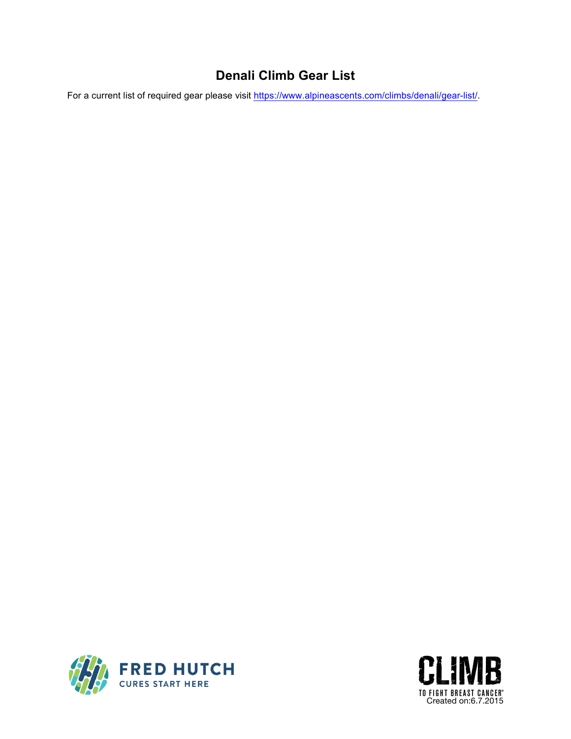# Denali Climb Gear List

For a current list of required gear please visit [https://www.alpineascents.com/climbs/denali/gear-list/](https://www.alpineascents.com/climbs/denali/gear-list/).

Created on:6.7.2015